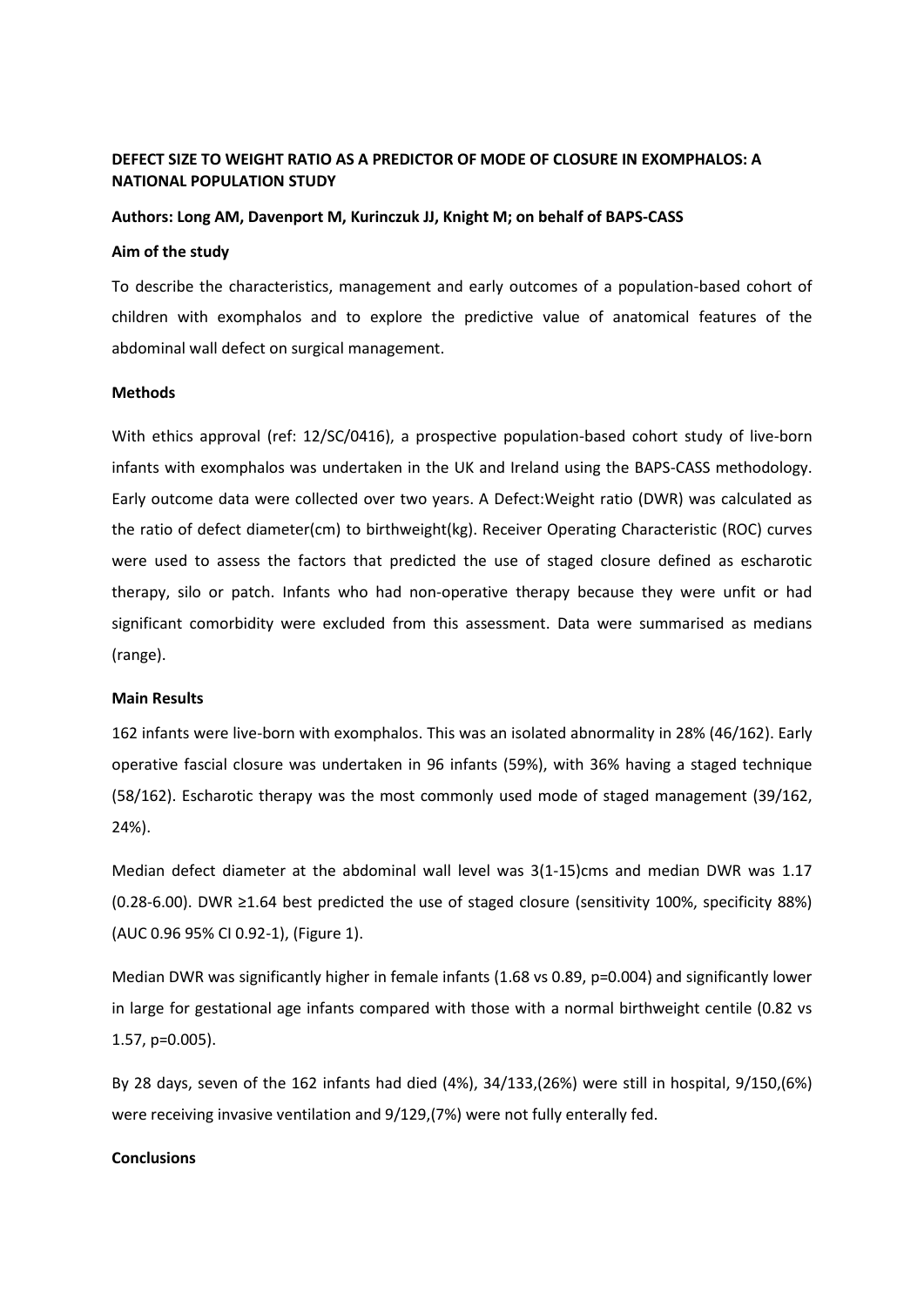**DEFECT SIZE TO WEIGHT RATIO AS A PREDICTOR OF MODE OF CLOSURE IN EXOMPHALOS: A NATIONAL POPULATION STUDY**

**Authors: Long AM, Davenport M, Kurinczuk JJ, Knight M; on behalf of BAPS-CASS**

**Aim of the study**

To describe the characteristics, management and early outcomes of a population-based cohort of children with exomphalos and to explore the predictive value of anatomical features of the abdominal wall defect on surgical management.

**Methods**

With ethics approval (ref: 12/SC/0416), a prospective population-based cohort study of live-born infants with exomphalos was undertaken in the UK and Ireland using the BAPS-CASS methodology. Early outcome data were collected over two years. A Defect:Weight ratio (DWR) was calculated as the ratio of defect diameter(cm) to birthweight(kg). Receiver Operating Characteristic (ROC) curves were used to assess the factors that predicted the use of staged closure defined as escharotic therapy, silo or patch. Infants who had non-operative therapy because they were unfit or had significant comorbidity were excluded from this assessment. Data were summarised as medians (range).

**Main Results**

162 infants were live-born with exomphalos. This was an isolated abnormality in 28% (46/162). Early operative fascial closure was undertaken in 96 infants (59%), with 36% having a staged technique (58/162). Escharotic therapy was the most commonly used mode of staged management (39/162, 24%).

Median defect diameter at the abdominal wall level was 3(1-15)cms and median DWR was 1.17 (0.28-6.00). DWR ≥1.64 best predicted the use of staged closure (sensitivity 100%, specificity 88%) (AUC 0.96 95% CI 0.92-1), (Figure 1).

Median DWR was significantly higher in female infants (1.68 vs 0.89, $p=0.004$) and significantly lower in large for gestational age infants compared with those with a normal birthweight centile (0.82 vs 1.57, $p=0.005$).

By 28 days, seven of the 162 infants had died (4%), 34/133,(26%) were still in hospital, 9/150,(6%) were receiving invasive ventilation and 9/129,(7%) were not fully enterally fed.

**Conclusions**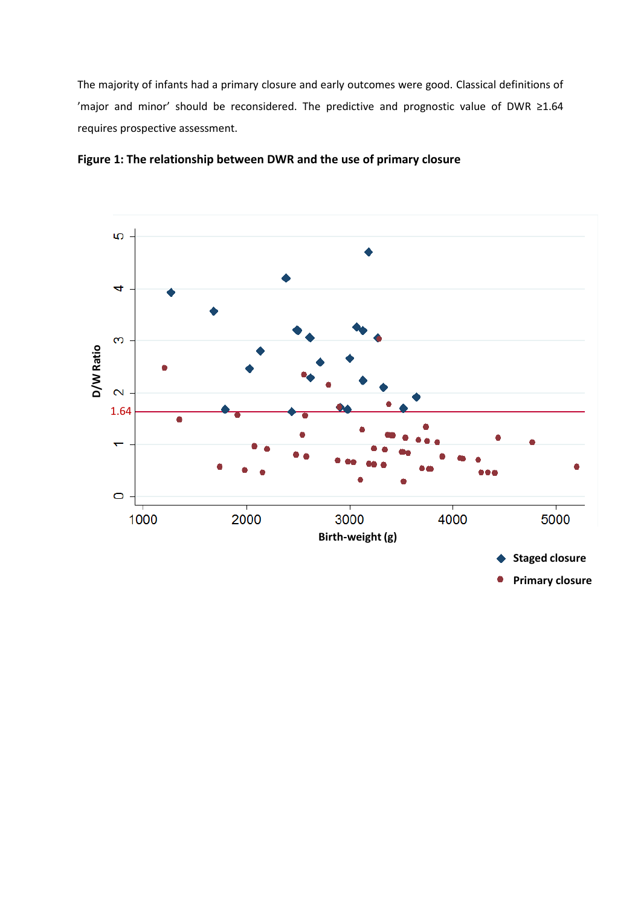The majority of infants had a primary closure and early outcomes were good. Classical definitions of 'major and minor' should be reconsidered. The predictive and prognostic value of DWR ≥1.64 requires prospective assessment.

**Figure 1: The relationship between DWR and the use of primary closure**

D/W Ratio

0
1
1.64
2
3
4
5

1000
2000
3000
4000
5000

Birth-weight (g)

Staged closure

Primary closure